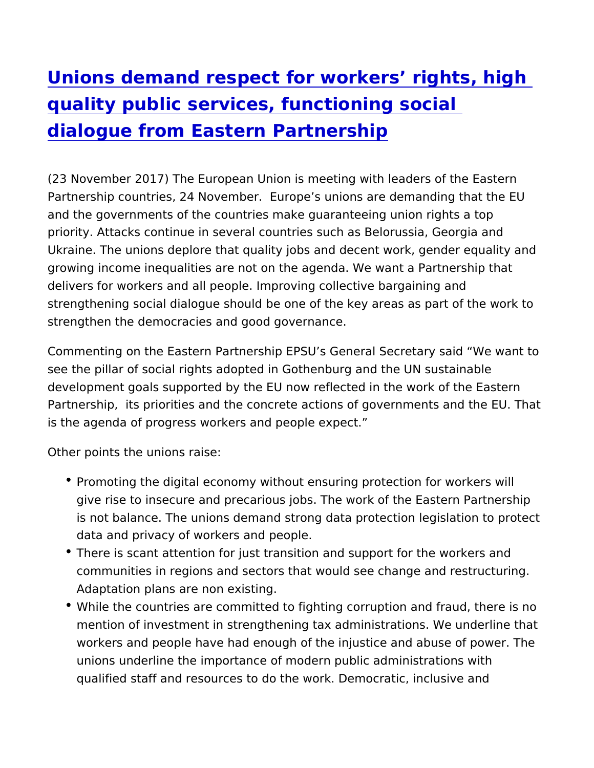# [Unions demand respect for workers' rights, high quality public services, functioning social dialogue from Eastern Partnership]

(23 November 2017) The European Union is meeting with leaders of the Eastern Partnership countries, 24 November. Europe's unions are demanding that the EU and the governments of the countries make guaranteeing union rights a top priority. Attacks continue in several countries such as Belorussia, Georgia and Ukraine. The unions deplore that quality jobs and decent work, gender equality and growing income inequalities are not on the agenda. We want a Partnership that delivers for workers and all people. Improving collective bargaining and strengthening social dialogue should be one of the key areas as part of the work to strengthen the democracies and good governance.

Commenting on the Eastern Partnership EPSU's General Secretary said "We want to see the pillar of social rights adopted in Gothenburg and the UN sustainable development goals supported by the EU now reflected in the work of the Eastern Partnership, its priorities and the concrete actions of governments and the EU. That is the agenda of progress workers and people expect."

Other points the unions raise:

- Promoting the digital economy without ensuring protection for workers will give rise to insecure and precarious jobs. The work of the Eastern Partnership is not balance. The unions demand strong data protection legislation to protect data and privacy of workers and people.
- There is scant attention for just transition and support for the workers and communities in regions and sectors that would see change and restructuring. Adaptation plans are non existing.
- While the countries are committed to fighting corruption and fraud, there is no mention of investment in strengthening tax administrations. We underline that workers and people have had enough of the injustice and abuse of power. The unions underline the importance of modern public administrations with qualified staff and resources to do the work. Democratic, inclusive and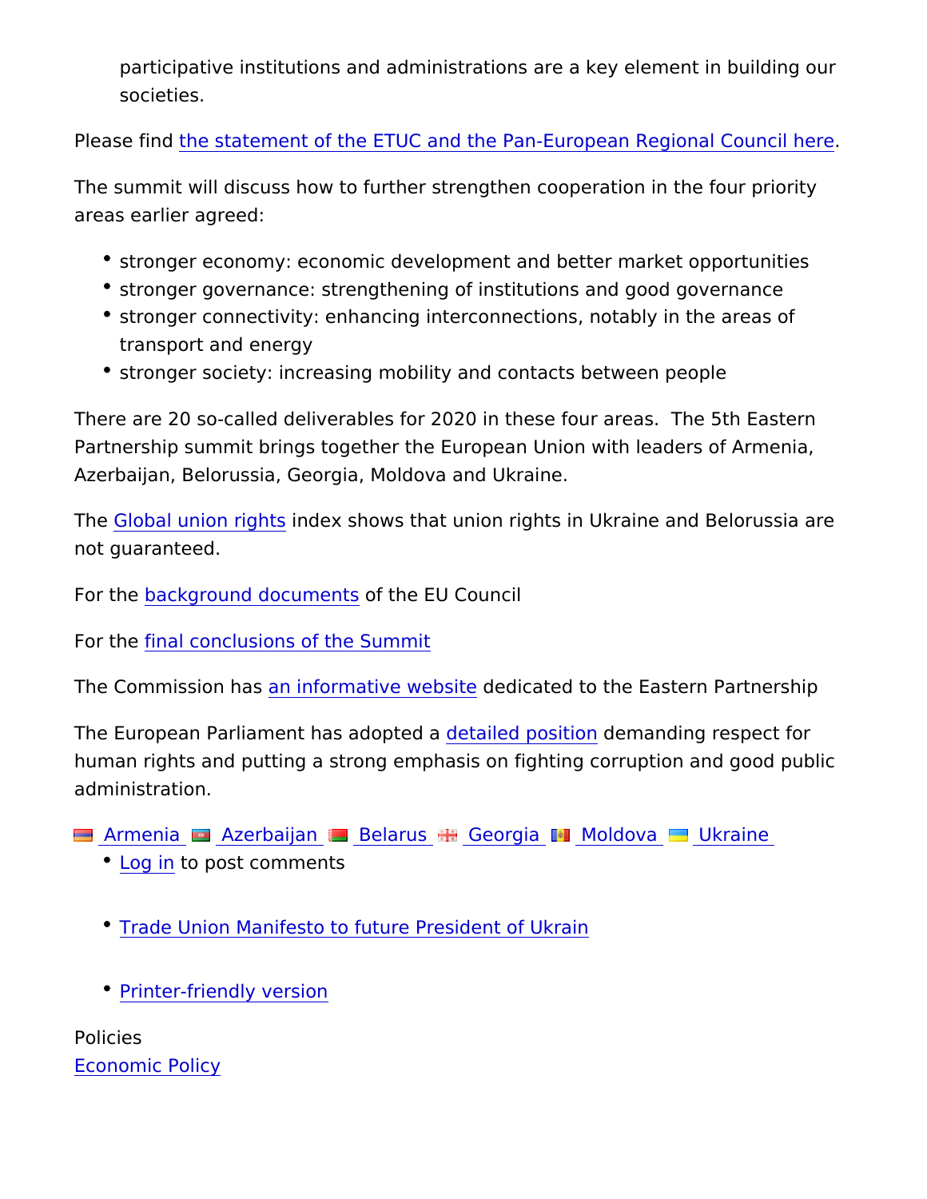participative institutions and administrations are a key element in building our societies.

Please find the statement of the ETUC and the Pan-European Regional Council here.

The summit will discuss how to further strengthen cooperation in the four priority areas earlier agreed:

- stronger economy: economic development and better market opportunities
- stronger governance: strengthening of institutions and good governance
- stronger connectivity: enhancing interconnections, notably in the areas of transport and energy
- stronger society: increasing mobility and contacts between people

There are 20 so-called deliverables for 2020 in these four areas. The 5th Eastern Partnership summit brings together the European Union with leaders of Armenia, Azerbaijan, Belorussia, Georgia, Moldova and Ukraine.

The Global union rights index shows that union rights in Ukraine and Belorussia are not guaranteed.

For the background documents of the EU Council

For the final conclusions of the Summit

The Commission has an informative website dedicated to the Eastern Partnership

The European Parliament has adopted a detailed position demanding respect for human rights and putting a strong emphasis on fighting corruption and good public administration.

Armenia Azerbaijan Belarus Georgia Moldova Ukraine

- Log in to post comments

- Trade Union Manifesto to future President of Ukrain

- Printer-friendly version

Policies
Economic Policy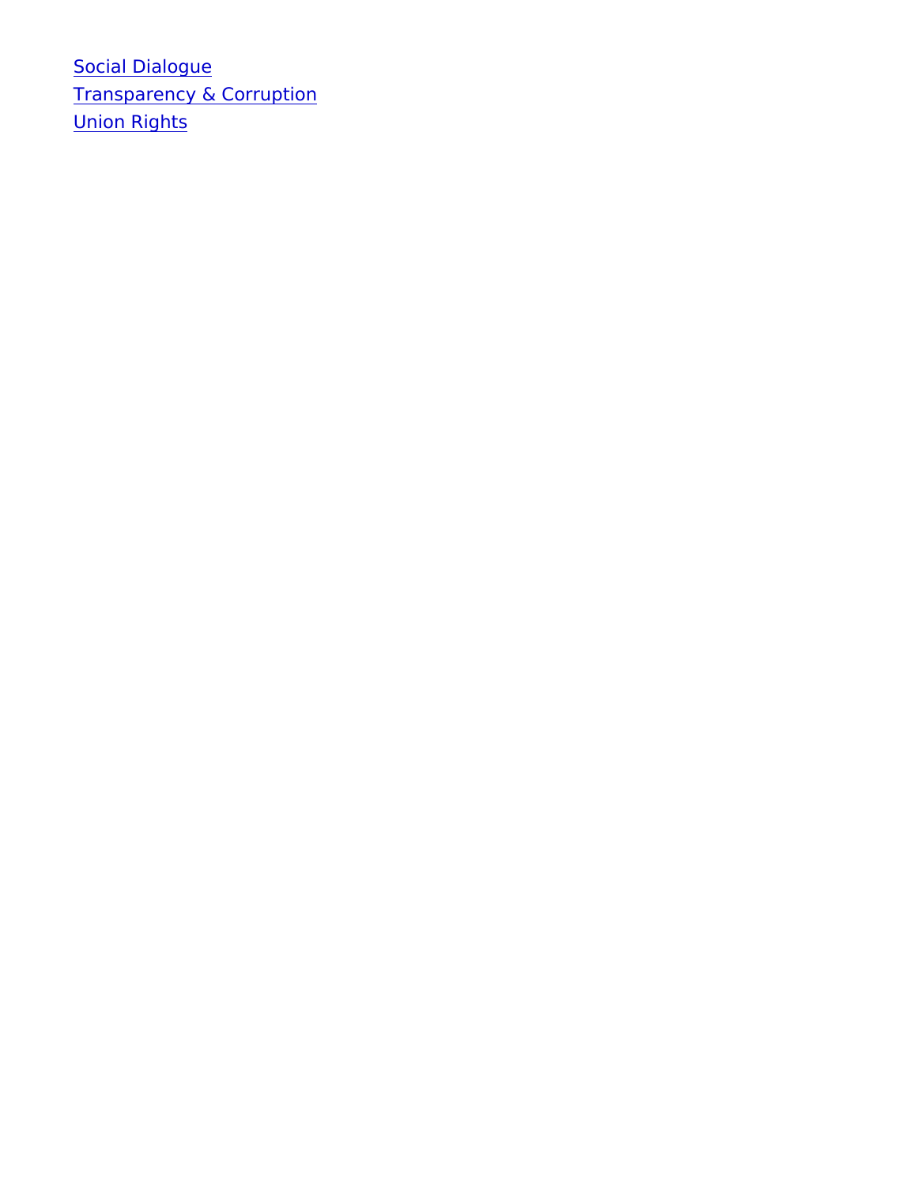Social Dialogue
Transparency & Corruption
Union Rights